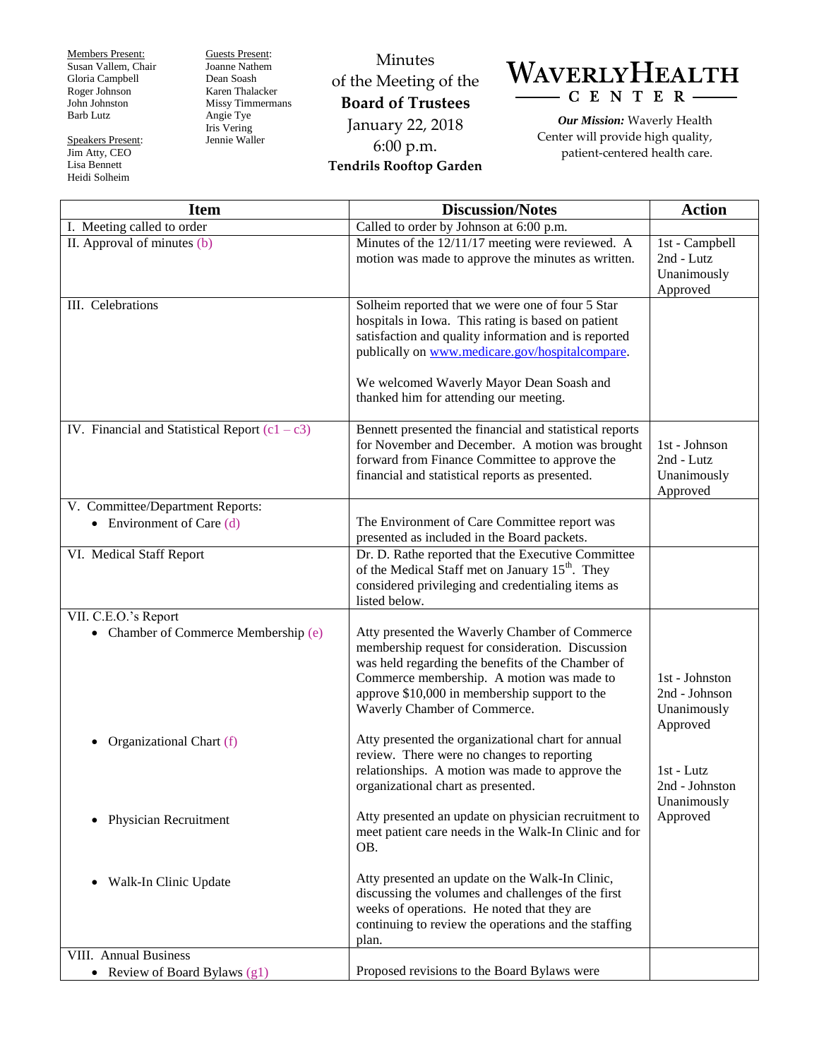Members Present:
Susan Vallem, Chair
Gloria Campbell
Roger Johnson
John Johnston
Barb Lutz

Speakers Present:
Jim Atty, CEO
Lisa Bennett
Heidi Solheim

Guests Present:
Joanne Nathem
Dean Soash
Karen Thalacker
Missy Timmermans
Angie Tye
Iris Vering
Jennie Waller

Minutes
of the Meeting of the
**Board of Trustees**
January 22, 2018
6:00 p.m.
**Tendrils Rooftop Garden**

# WAVERLY HEALTH CENTER

***Our Mission:*** Waverly Health Center will provide high quality, patient-centered health care.

| Item | Discussion/Notes | Action |
|---|---|---|
| I. Meeting called to order | Called to order by Johnson at 6:00 p.m. | |
| II. Approval of minutes (b) | Minutes of the 12/11/17 meeting were reviewed. A motion was made to approve the minutes as written. | 1st - Campbell<br>2nd - Lutz<br>Unanimously Approved |
| III. Celebrations | Solheim reported that we were one of four 5 Star hospitals in Iowa. This rating is based on patient satisfaction and quality information and is reported publically on www.medicare.gov/hospitalcompare.<br><br>We welcomed Waverly Mayor Dean Soash and thanked him for attending our meeting. | |
| IV. Financial and Statistical Report (c1 – c3) | Bennett presented the financial and statistical reports for November and December. A motion was brought forward from Finance Committee to approve the financial and statistical reports as presented. | 1st - Johnson<br>2nd - Lutz<br>Unanimously Approved |
| V. Committee/Department Reports:<br>• Environment of Care (d) | The Environment of Care Committee report was presented as included in the Board packets. | |
| VI. Medical Staff Report | Dr. D. Rathe reported that the Executive Committee of the Medical Staff met on January 15th. They considered privileging and credentialing items as listed below. | |
| VII. C.E.O.'s Report<br>• Chamber of Commerce Membership (e) | Atty presented the Waverly Chamber of Commerce membership request for consideration. Discussion was held regarding the benefits of the Chamber of Commerce membership. A motion was made to approve $10,000 in membership support to the Waverly Chamber of Commerce. | 1st - Johnston<br>2nd - Johnson<br>Unanimously Approved |
| • Organizational Chart (f) | Atty presented the organizational chart for annual review. There were no changes to reporting relationships. A motion was made to approve the organizational chart as presented. | 1st - Lutz<br>2nd - Johnston<br>Unanimously Approved |
| • Physician Recruitment | Atty presented an update on physician recruitment to meet patient care needs in the Walk-In Clinic and for OB. | |
| • Walk-In Clinic Update | Atty presented an update on the Walk-In Clinic, discussing the volumes and challenges of the first weeks of operations. He noted that they are continuing to review the operations and the staffing plan. | |
| VIII. Annual Business<br>• Review of Board Bylaws (g1) | Proposed revisions to the Board Bylaws were | |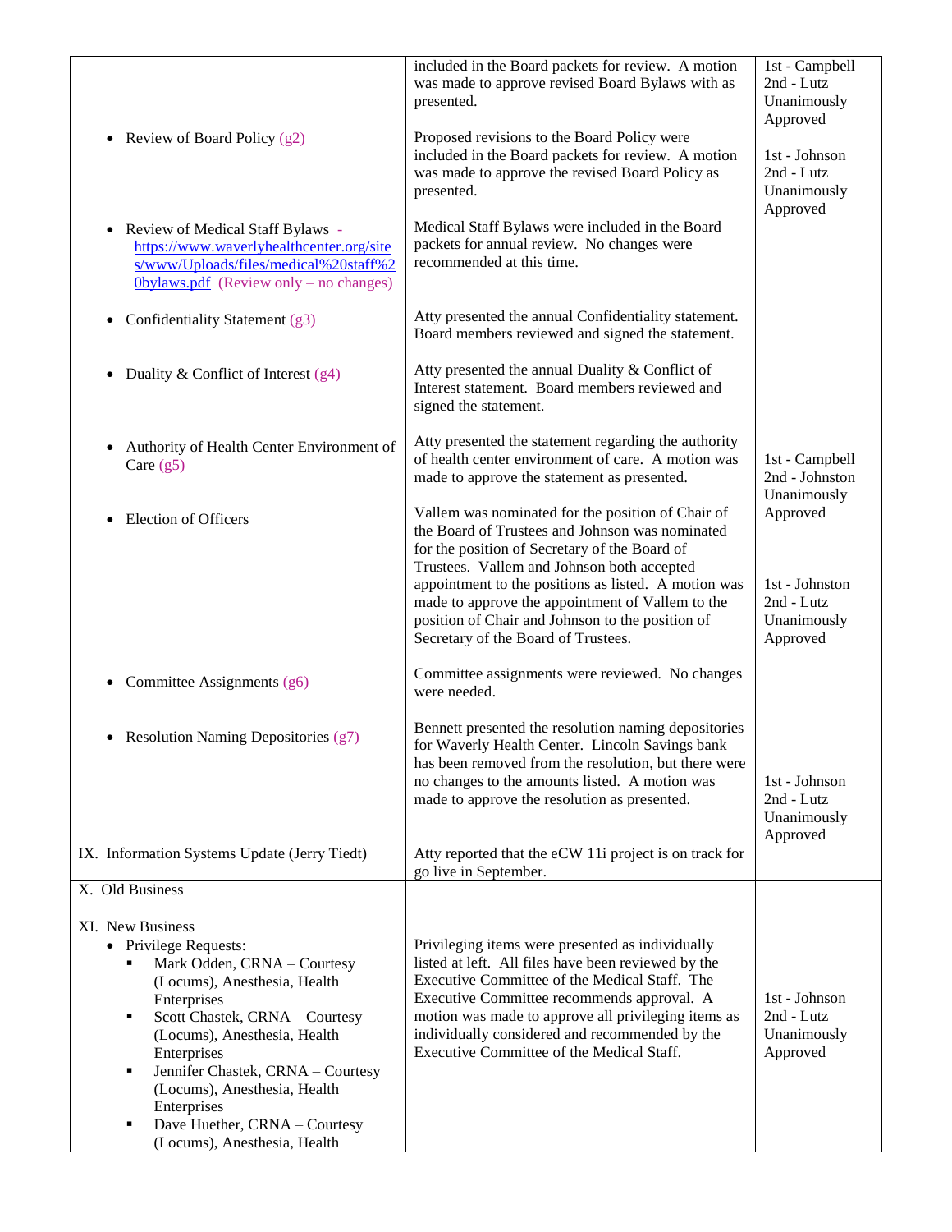| | | |
|---|---|---|
| | included in the Board packets for review. A motion was made to approve revised Board Bylaws with as presented. | 1st - Campbell<br>2nd - Lutz<br>Unanimously Approved |
| • Review of Board Policy (g2) | Proposed revisions to the Board Policy were included in the Board packets for review. A motion was made to approve the revised Board Policy as presented. | 1st - Johnson<br>2nd - Lutz<br>Unanimously Approved |
| • Review of Medical Staff Bylaws - [https://www.waverlyhealthcenter.org/sites/www/Uploads/files/medical%20staff%20bylaws.pdf](https://www.waverlyhealthcenter.org/sites/www/Uploads/files/medical%20staff%20bylaws.pdf) (Review only – no changes) | Medical Staff Bylaws were included in the Board packets for annual review. No changes were recommended at this time. | |
| • Confidentiality Statement (g3) | Atty presented the annual Confidentiality statement. Board members reviewed and signed the statement. | |
| • Duality & Conflict of Interest (g4) | Atty presented the annual Duality & Conflict of Interest statement. Board members reviewed and signed the statement. | |
| • Authority of Health Center Environment of Care (g5) | Atty presented the statement regarding the authority of health center environment of care. A motion was made to approve the statement as presented. | 1st - Campbell<br>2nd - Johnston<br>Unanimously Approved |
| • Election of Officers | Vallem was nominated for the position of Chair of the Board of Trustees and Johnson was nominated for the position of Secretary of the Board of Trustees. Vallem and Johnson both accepted appointment to the positions as listed. A motion was made to approve the appointment of Vallem to the position of Chair and Johnson to the position of Secretary of the Board of Trustees. | 1st - Johnston<br>2nd - Lutz<br>Unanimously Approved |
| • Committee Assignments (g6) | Committee assignments were reviewed. No changes were needed. | |
| • Resolution Naming Depositories (g7) | Bennett presented the resolution naming depositories for Waverly Health Center. Lincoln Savings bank has been removed from the resolution, but there were no changes to the amounts listed. A motion was made to approve the resolution as presented. | 1st - Johnson<br>2nd - Lutz<br>Unanimously Approved |
| IX. Information Systems Update (Jerry Tiedt) | Atty reported that the eCW 11i project is on track for go live in September. | |
| X. Old Business | | |
| XI. New Business<br>• Privilege Requests:<br>▪ Mark Odden, CRNA – Courtesy (Locums), Anesthesia, Health Enterprises<br>▪ Scott Chastek, CRNA – Courtesy (Locums), Anesthesia, Health Enterprises<br>▪ Jennifer Chastek, CRNA – Courtesy (Locums), Anesthesia, Health Enterprises<br>▪ Dave Huether, CRNA – Courtesy (Locums), Anesthesia, Health | Privileging items were presented as individually listed at left. All files have been reviewed by the Executive Committee of the Medical Staff. The Executive Committee recommends approval. A motion was made to approve all privileging items as individually considered and recommended by the Executive Committee of the Medical Staff. | 1st - Johnson<br>2nd - Lutz<br>Unanimously Approved |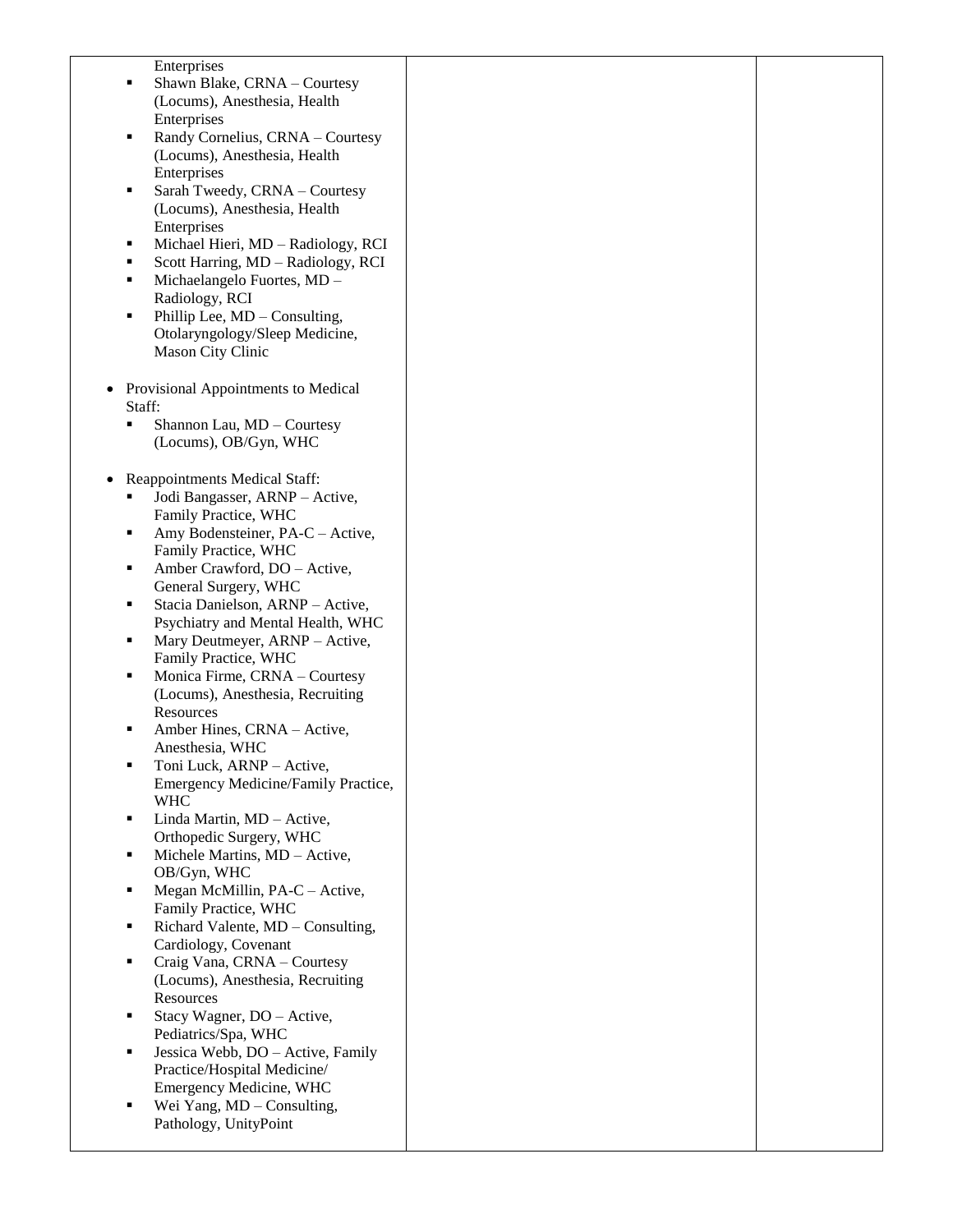| | | |
|---|---|---|
| Enterprises<br>▪ Shawn Blake, CRNA – Courtesy (Locums), Anesthesia, Health Enterprises<br>▪ Randy Cornelius, CRNA – Courtesy (Locums), Anesthesia, Health Enterprises<br>▪ Sarah Tweedy, CRNA – Courtesy (Locums), Anesthesia, Health Enterprises<br>▪ Michael Hieri, MD – Radiology, RCI<br>▪ Scott Harring, MD – Radiology, RCI<br>▪ Michaelangelo Fuortes, MD – Radiology, RCI<br>▪ Phillip Lee, MD – Consulting, Otolaryngology/Sleep Medicine, Mason City Clinic<br><br>• Provisional Appointments to Medical Staff:<br>▪ Shannon Lau, MD – Courtesy (Locums), OB/Gyn, WHC<br><br>• Reappointments Medical Staff:<br>▪ Jodi Bangasser, ARNP – Active, Family Practice, WHC<br>▪ Amy Bodensteiner, PA-C – Active, Family Practice, WHC<br>▪ Amber Crawford, DO – Active, General Surgery, WHC<br>▪ Stacia Danielson, ARNP – Active, Psychiatry and Mental Health, WHC<br>▪ Mary Deutmeyer, ARNP – Active, Family Practice, WHC<br>▪ Monica Firme, CRNA – Courtesy (Locums), Anesthesia, Recruiting Resources<br>▪ Amber Hines, CRNA – Active, Anesthesia, WHC<br>▪ Toni Luck, ARNP – Active, Emergency Medicine/Family Practice, WHC<br>▪ Linda Martin, MD – Active, Orthopedic Surgery, WHC<br>▪ Michele Martins, MD – Active, OB/Gyn, WHC<br>▪ Megan McMillin, PA-C – Active, Family Practice, WHC<br>▪ Richard Valente, MD – Consulting, Cardiology, Covenant<br>▪ Craig Vana, CRNA – Courtesy (Locums), Anesthesia, Recruiting Resources<br>▪ Stacy Wagner, DO – Active, Pediatrics/Spa, WHC<br>▪ Jessica Webb, DO – Active, Family Practice/Hospital Medicine/ Emergency Medicine, WHC<br>▪ Wei Yang, MD – Consulting, Pathology, UnityPoint | | |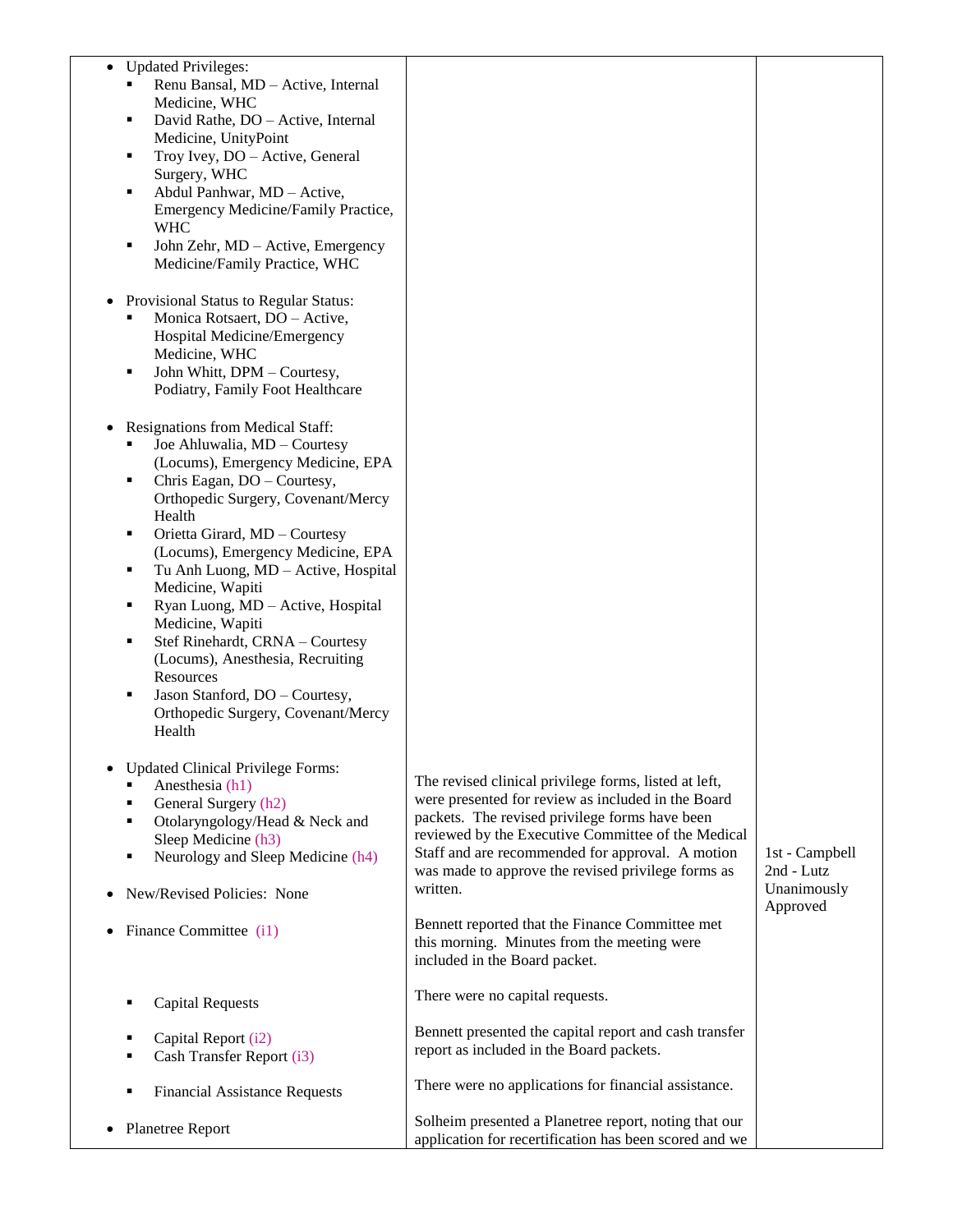| | | |
|---|---|---|
| • Updated Privileges:<br>▪ Renu Bansal, MD – Active, Internal Medicine, WHC<br>▪ David Rathe, DO – Active, Internal Medicine, UnityPoint<br>▪ Troy Ivey, DO – Active, General Surgery, WHC<br>▪ Abdul Panhwar, MD – Active, Emergency Medicine/Family Practice, WHC<br>▪ John Zehr, MD – Active, Emergency Medicine/Family Practice, WHC<br><br>• Provisional Status to Regular Status:<br>▪ Monica Rotsaert, DO – Active, Hospital Medicine/Emergency Medicine, WHC<br>▪ John Whitt, DPM – Courtesy, Podiatry, Family Foot Healthcare<br><br>• Resignations from Medical Staff:<br>▪ Joe Ahluwalia, MD – Courtesy (Locums), Emergency Medicine, EPA<br>▪ Chris Eagan, DO – Courtesy, Orthopedic Surgery, Covenant/Mercy Health<br>▪ Orietta Girard, MD – Courtesy (Locums), Emergency Medicine, EPA<br>▪ Tu Anh Luong, MD – Active, Hospital Medicine, Wapiti<br>▪ Ryan Luong, MD – Active, Hospital Medicine, Wapiti<br>▪ Stef Rinehardt, CRNA – Courtesy (Locums), Anesthesia, Recruiting Resources<br>▪ Jason Stanford, DO – Courtesy, Orthopedic Surgery, Covenant/Mercy Health | | |
| • Updated Clinical Privilege Forms:<br>▪ Anesthesia (h1)<br>▪ General Surgery (h2)<br>▪ Otolaryngology/Head & Neck and Sleep Medicine (h3)<br>▪ Neurology and Sleep Medicine (h4)<br><br>• New/Revised Policies: None | The revised clinical privilege forms, listed at left, were presented for review as included in the Board packets. The revised privilege forms have been reviewed by the Executive Committee of the Medical Staff and are recommended for approval. A motion was made to approve the revised privilege forms as written. | 1st - Campbell<br>2nd - Lutz<br>Unanimously Approved |
| • Finance Committee (i1) | Bennett reported that the Finance Committee met this morning. Minutes from the meeting were included in the Board packet. | |
| ▪ Capital Requests | There were no capital requests. | |
| ▪ Capital Report (i2)<br>▪ Cash Transfer Report (i3) | Bennett presented the capital report and cash transfer report as included in the Board packets. | |
| ▪ Financial Assistance Requests | There were no applications for financial assistance. | |
| • Planetree Report | Solheim presented a Planetree report, noting that our application for recertification has been scored and we | |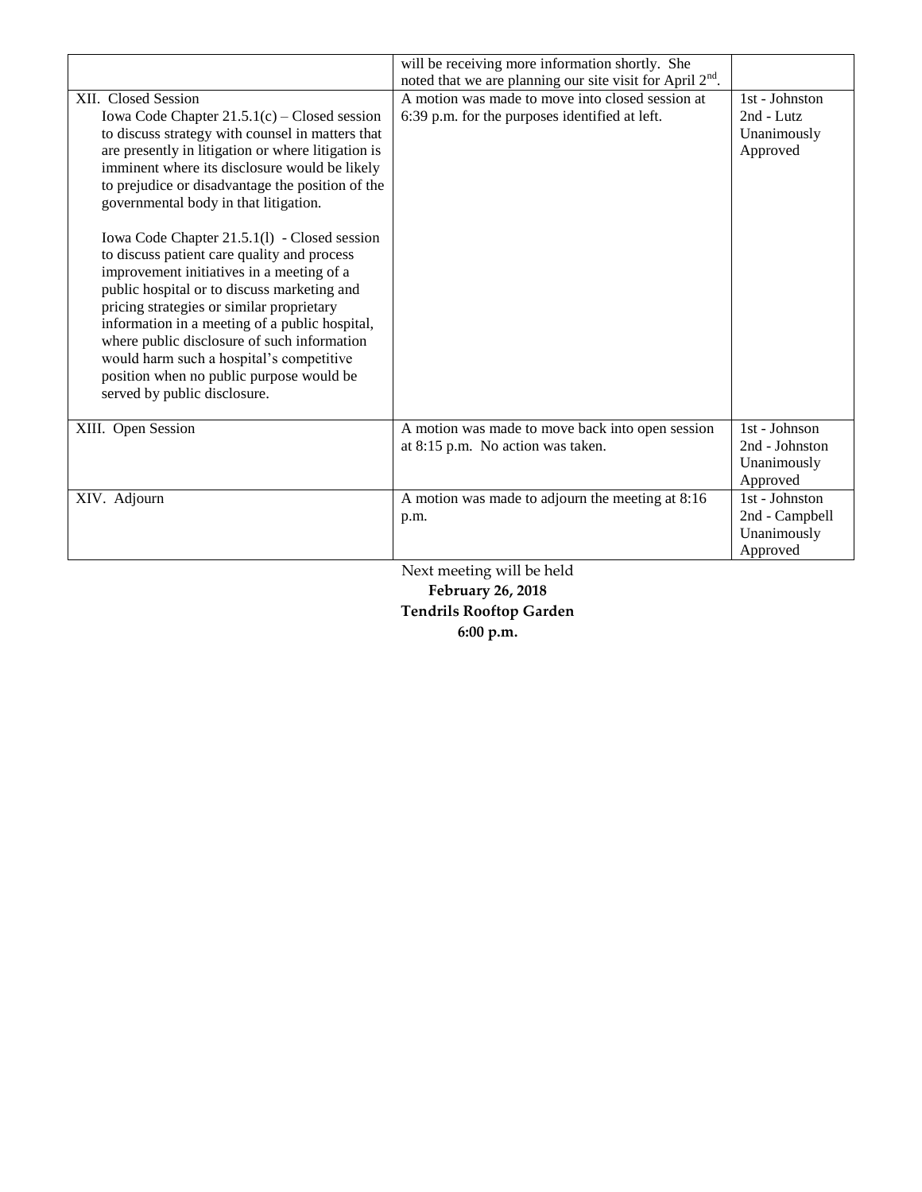| | | |
|---|---|---|
| | will be receiving more information shortly. She noted that we are planning our site visit for April 2nd. | |
| XII. Closed Session<br>Iowa Code Chapter 21.5.1(c) – Closed session to discuss strategy with counsel in matters that are presently in litigation or where litigation is imminent where its disclosure would be likely to prejudice or disadvantage the position of the governmental body in that litigation.<br><br>Iowa Code Chapter 21.5.1(l) - Closed session to discuss patient care quality and process improvement initiatives in a meeting of a public hospital or to discuss marketing and pricing strategies or similar proprietary information in a meeting of a public hospital, where public disclosure of such information would harm such a hospital's competitive position when no public purpose would be served by public disclosure. | A motion was made to move into closed session at 6:39 p.m. for the purposes identified at left. | 1st - Johnston<br>2nd - Lutz<br>Unanimously Approved |
| XIII. Open Session | A motion was made to move back into open session at 8:15 p.m. No action was taken. | 1st - Johnson<br>2nd - Johnston<br>Unanimously Approved |
| XIV. Adjourn | A motion was made to adjourn the meeting at 8:16 p.m. | 1st - Johnston<br>2nd - Campbell<br>Unanimously Approved |

Next meeting will be held
**February 26, 2018**
**Tendrils Rooftop Garden**
**6:00 p.m.**